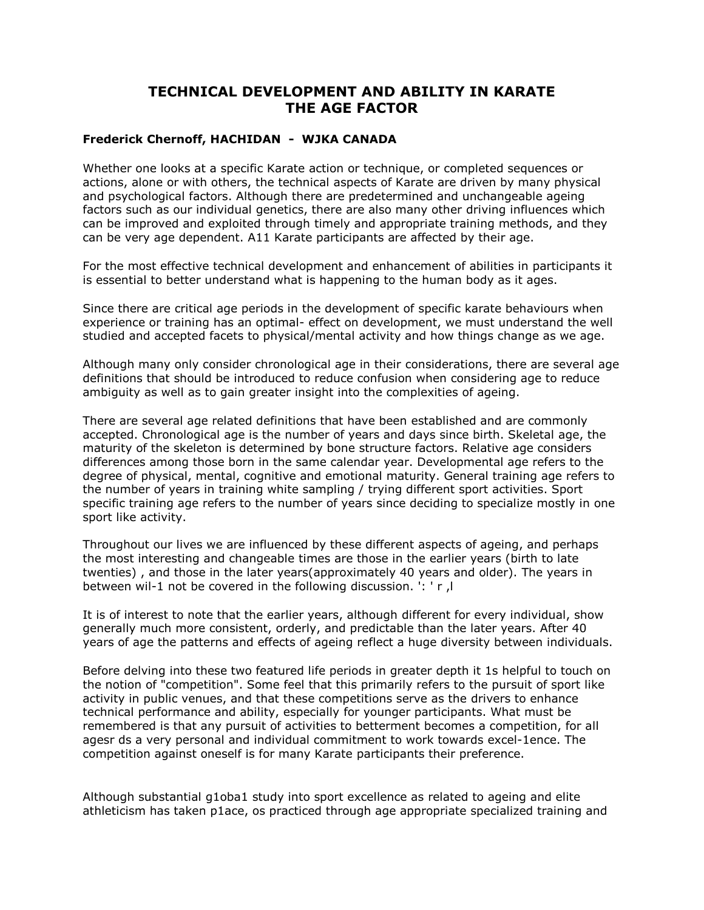# TECHNICAL DEVELOPMENT AND ABILITY IN KARATE
# THE AGE FACTOR

**Frederick Chernoff, HACHIDAN - WJKA CANADA**

Whether one looks at a specific Karate action or technique, or completed sequences or actions, alone or with others, the technical aspects of Karate are driven by many physical and psychological factors. Although there are predetermined and unchangeable ageing factors such as our individual genetics, there are also many other driving influences which can be improved and exploited through timely and appropriate training methods, and they can be very age dependent. A11 Karate participants are affected by their age.

For the most effective technical development and enhancement of abilities in participants it is essential to better understand what is happening to the human body as it ages.

Since there are critical age periods in the development of specific karate behaviours when experience or training has an optimal- effect on development, we must understand the well studied and accepted facets to physical/mental activity and how things change as we age.

Although many only consider chronological age in their considerations, there are several age definitions that should be introduced to reduce confusion when considering age to reduce ambiguity as well as to gain greater insight into the complexities of ageing.

There are several age related definitions that have been established and are commonly accepted. Chronological age is the number of years and days since birth. Skeletal age, the maturity of the skeleton is determined by bone structure factors. Relative age considers differences among those born in the same calendar year. Developmental age refers to the degree of physical, mental, cognitive and emotional maturity. General training age refers to the number of years in training white sampling / trying different sport activities. Sport specific training age refers to the number of years since deciding to specialize mostly in one sport like activity.

Throughout our lives we are influenced by these different aspects of ageing, and perhaps the most interesting and changeable times are those in the earlier years (birth to late twenties) , and those in the later years(approximately 40 years and older). The years in between wil-1 not be covered in the following discussion. ': ' r ,l

It is of interest to note that the earlier years, although different for every individual, show generally much more consistent, orderly, and predictable than the later years. After 40 years of age the patterns and effects of ageing reflect a huge diversity between individuals.

Before delving into these two featured life periods in greater depth it 1s helpful to touch on the notion of "competition". Some feel that this primarily refers to the pursuit of sport like activity in public venues, and that these competitions serve as the drivers to enhance technical performance and ability, especially for younger participants. What must be remembered is that any pursuit of activities to betterment becomes a competition, for all agesr ds a very personal and individual commitment to work towards excel-1ence. The competition against oneself is for many Karate participants their preference.

Although substantial g1oba1 study into sport excellence as related to ageing and elite athleticism has taken p1ace, os practiced through age appropriate specialized training and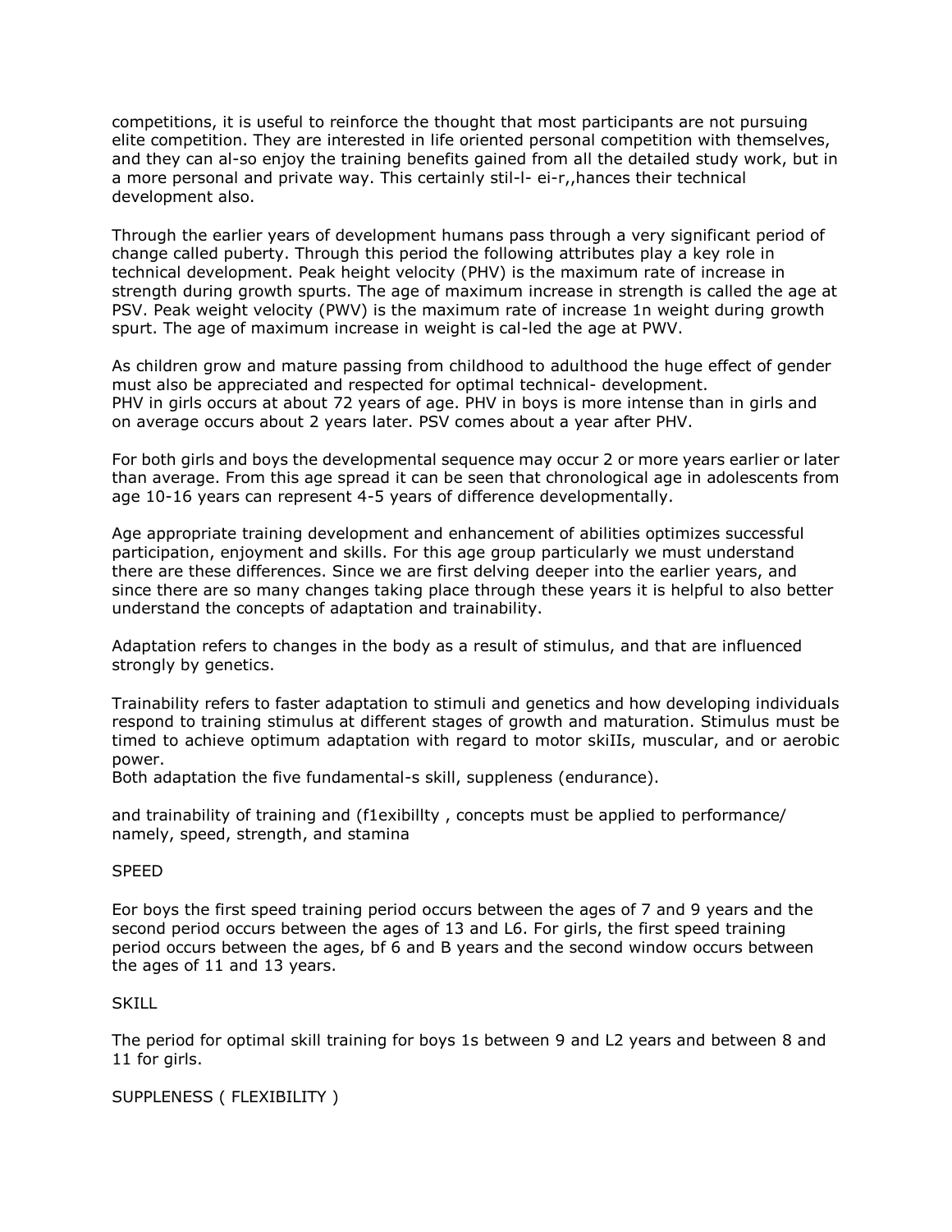competitions, it is useful to reinforce the thought that most participants are not pursuing elite competition. They are interested in life oriented personal competition with themselves, and they can al-so enjoy the training benefits gained from all the detailed study work, but in a more personal and private way. This certainly stil-l- ei-r,,hances their technical development also.

Through the earlier years of development humans pass through a very significant period of change called puberty. Through this period the following attributes play a key role in technical development. Peak height velocity (PHV) is the maximum rate of increase in strength during growth spurts. The age of maximum increase in strength is called the age at PSV. Peak weight velocity (PWV) is the maximum rate of increase 1n weight during growth spurt. The age of maximum increase in weight is cal-led the age at PWV.

As children grow and mature passing from childhood to adulthood the huge effect of gender must also be appreciated and respected for optimal technical- development.
PHV in girls occurs at about 72 years of age. PHV in boys is more intense than in girls and on average occurs about 2 years later. PSV comes about a year after PHV.

For both girls and boys the developmental sequence may occur 2 or more years earlier or later than average. From this age spread it can be seen that chronological age in adolescents from age 10-16 years can represent 4-5 years of difference developmentally.

Age appropriate training development and enhancement of abilities optimizes successful participation, enjoyment and skills. For this age group particularly we must understand there are these differences. Since we are first delving deeper into the earlier years, and since there are so many changes taking place through these years it is helpful to also better understand the concepts of adaptation and trainability.

Adaptation refers to changes in the body as a result of stimulus, and that are influenced strongly by genetics.

Trainability refers to faster adaptation to stimuli and genetics and how developing individuals respond to training stimulus at different stages of growth and maturation. Stimulus must be timed to achieve optimum adaptation with regard to motor skiIIs, muscular, and or aerobic power.
Both adaptation the five fundamental-s skill, suppleness (endurance).

and trainability of training and (f1exibillty , concepts must be applied to performance/ namely, speed, strength, and stamina

SPEED

Eor boys the first speed training period occurs between the ages of 7 and 9 years and the second period occurs between the ages of 13 and L6. For girls, the first speed training period occurs between the ages, bf 6 and B years and the second window occurs between the ages of 11 and 13 years.

SKILL

The period for optimal skill training for boys 1s between 9 and L2 years and between 8 and 11 for girls.

SUPPLENESS ( FLEXIBILITY )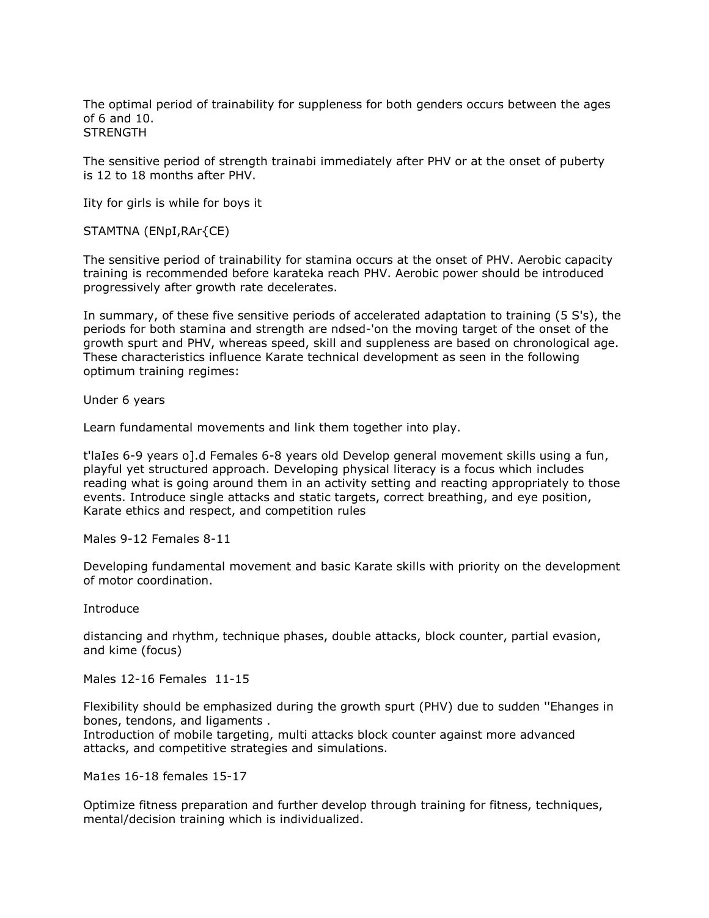The optimal period of trainability for suppleness for both genders occurs between the ages of 6 and 10.

STRENGTH

The sensitive period of strength trainabi immediately after PHV or at the onset of puberty is 12 to 18 months after PHV.

Iity for girls is while for boys it

STAMTNA (ENpI,RAr{CE)

The sensitive period of trainability for stamina occurs at the onset of PHV. Aerobic capacity training is recommended before karateka reach PHV. Aerobic power should be introduced progressively after growth rate decelerates.

In summary, of these five sensitive periods of accelerated adaptation to training (5 S's), the periods for both stamina and strength are ndsed-'on the moving target of the onset of the growth spurt and PHV, whereas speed, skill and suppleness are based on chronological age. These characteristics influence Karate technical development as seen in the following optimum training regimes:

Under 6 years

Learn fundamental movements and link them together into play.

t'laIes 6-9 years o].d Females 6-8 years old Develop general movement skills using a fun, playful yet structured approach. Developing physical literacy is a focus which includes reading what is going around them in an activity setting and reacting appropriately to those events. Introduce single attacks and static targets, correct breathing, and eye position, Karate ethics and respect, and competition rules

Males 9-12 Females 8-11

Developing fundamental movement and basic Karate skills with priority on the development of motor coordination.

Introduce

distancing and rhythm, technique phases, double attacks, block counter, partial evasion, and kime (focus)

Males 12-16 Females 11-15

Flexibility should be emphasized during the growth spurt (PHV) due to sudden ''Ehanges in bones, tendons, and ligaments .
Introduction of mobile targeting, multi attacks block counter against more advanced attacks, and competitive strategies and simulations.

Ma1es 16-18 females 15-17

Optimize fitness preparation and further develop through training for fitness, techniques, mental/decision training which is individualized.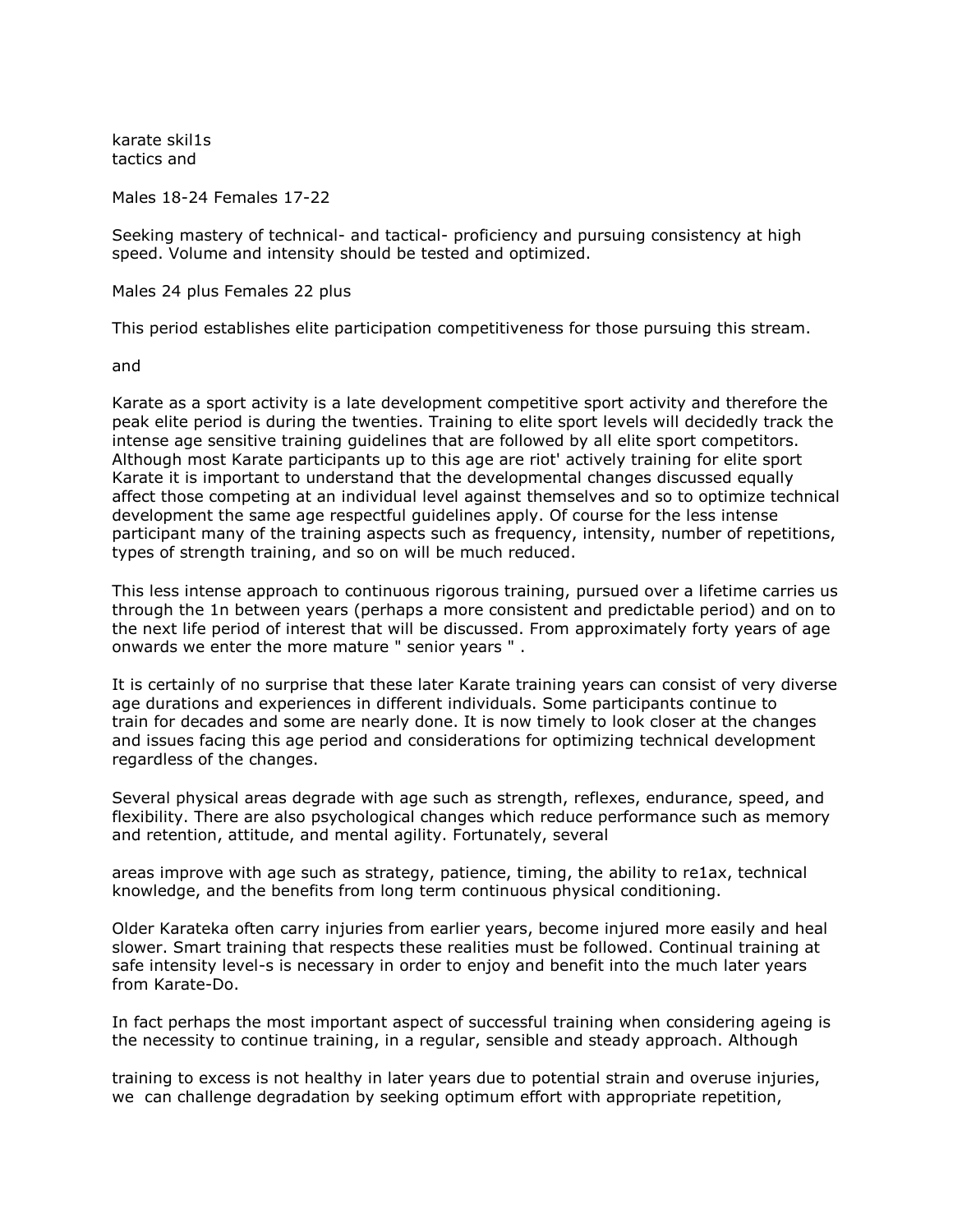karate skil1s
tactics and

Males 18-24 Females 17-22

Seeking mastery of technical- and tactical- proficiency and pursuing consistency at high speed. Volume and intensity should be tested and optimized.

Males 24 plus Females 22 plus

This period establishes elite participation competitiveness for those pursuing this stream.

and

Karate as a sport activity is a late development competitive sport activity and therefore the peak elite period is during the twenties. Training to elite sport levels will decidedly track the intense age sensitive training guidelines that are followed by all elite sport competitors. Although most Karate participants up to this age are riot' actively training for elite sport Karate it is important to understand that the developmental changes discussed equally affect those competing at an individual level against themselves and so to optimize technical development the same age respectful guidelines apply. Of course for the less intense participant many of the training aspects such as frequency, intensity, number of repetitions, types of strength training, and so on will be much reduced.

This less intense approach to continuous rigorous training, pursued over a lifetime carries us through the 1n between years (perhaps a more consistent and predictable period) and on to the next life period of interest that will be discussed. From approximately forty years of age onwards we enter the more mature " senior years " .

It is certainly of no surprise that these later Karate training years can consist of very diverse age durations and experiences in different individuals. Some participants continue to train for decades and some are nearly done. It is now timely to look closer at the changes and issues facing this age period and considerations for optimizing technical development regardless of the changes.

Several physical areas degrade with age such as strength, reflexes, endurance, speed, and flexibility. There are also psychological changes which reduce performance such as memory and retention, attitude, and mental agility. Fortunately, several

areas improve with age such as strategy, patience, timing, the ability to re1ax, technical knowledge, and the benefits from long term continuous physical conditioning.

Older Karateka often carry injuries from earlier years, become injured more easily and heal slower. Smart training that respects these realities must be followed. Continual training at safe intensity level-s is necessary in order to enjoy and benefit into the much later years from Karate-Do.

In fact perhaps the most important aspect of successful training when considering ageing is the necessity to continue training, in a regular, sensible and steady approach. Although

training to excess is not healthy in later years due to potential strain and overuse injuries, we can challenge degradation by seeking optimum effort with appropriate repetition,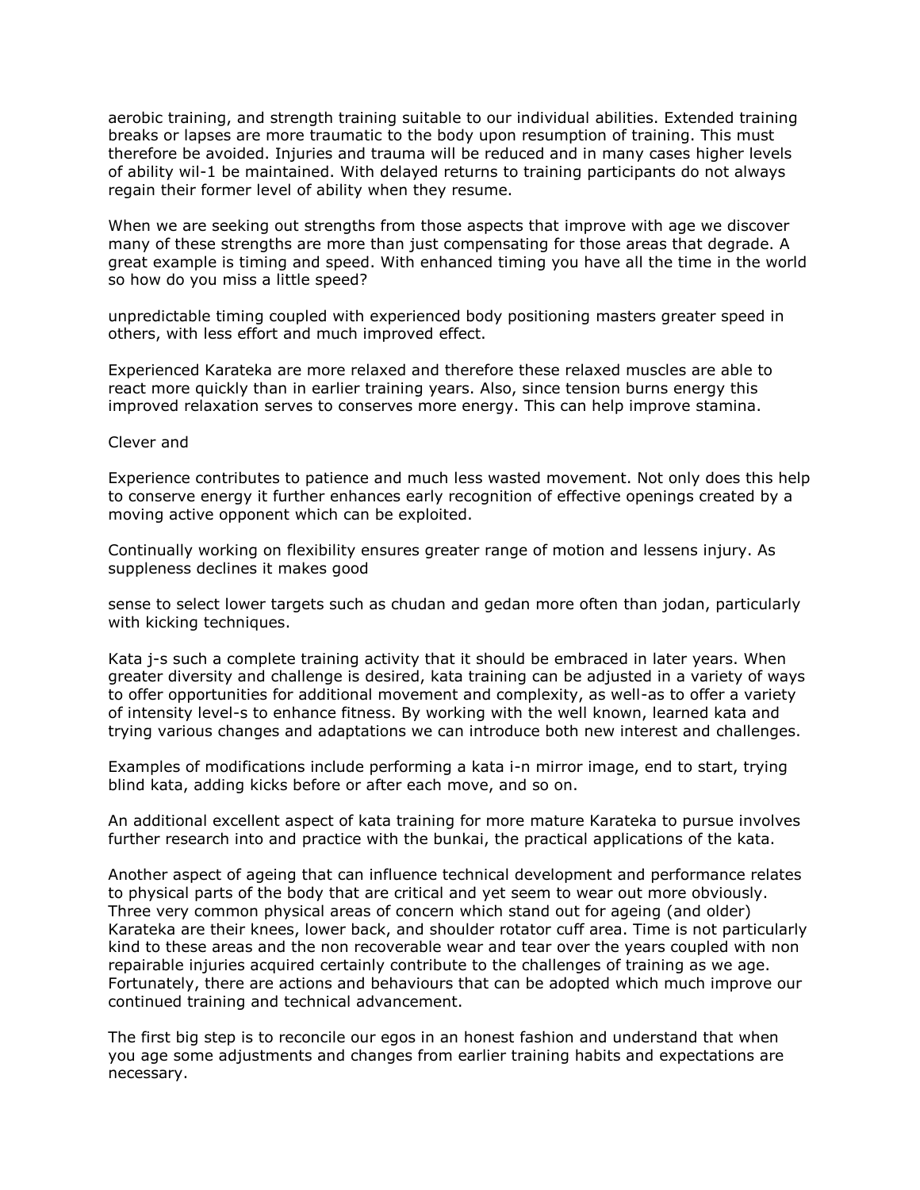aerobic training, and strength training suitable to our individual abilities. Extended training breaks or lapses are more traumatic to the body upon resumption of training. This must therefore be avoided. Injuries and trauma will be reduced and in many cases higher levels of ability wil-1 be maintained. With delayed returns to training participants do not always regain their former level of ability when they resume.

When we are seeking out strengths from those aspects that improve with age we discover many of these strengths are more than just compensating for those areas that degrade. A great example is timing and speed. With enhanced timing you have all the time in the world so how do you miss a little speed?

unpredictable timing coupled with experienced body positioning masters greater speed in others, with less effort and much improved effect.

Experienced Karateka are more relaxed and therefore these relaxed muscles are able to react more quickly than in earlier training years. Also, since tension burns energy this improved relaxation serves to conserves more energy. This can help improve stamina.

Clever and

Experience contributes to patience and much less wasted movement. Not only does this help to conserve energy it further enhances early recognition of effective openings created by a moving active opponent which can be exploited.

Continually working on flexibility ensures greater range of motion and lessens injury. As suppleness declines it makes good

sense to select lower targets such as chudan and gedan more often than jodan, particularly with kicking techniques.

Kata j-s such a complete training activity that it should be embraced in later years. When greater diversity and challenge is desired, kata training can be adjusted in a variety of ways to offer opportunities for additional movement and complexity, as well-as to offer a variety of intensity level-s to enhance fitness. By working with the well known, learned kata and trying various changes and adaptations we can introduce both new interest and challenges.

Examples of modifications include performing a kata i-n mirror image, end to start, trying blind kata, adding kicks before or after each move, and so on.

An additional excellent aspect of kata training for more mature Karateka to pursue involves further research into and practice with the bunkai, the practical applications of the kata.

Another aspect of ageing that can influence technical development and performance relates to physical parts of the body that are critical and yet seem to wear out more obviously. Three very common physical areas of concern which stand out for ageing (and older) Karateka are their knees, lower back, and shoulder rotator cuff area. Time is not particularly kind to these areas and the non recoverable wear and tear over the years coupled with non repairable injuries acquired certainly contribute to the challenges of training as we age. Fortunately, there are actions and behaviours that can be adopted which much improve our continued training and technical advancement.

The first big step is to reconcile our egos in an honest fashion and understand that when you age some adjustments and changes from earlier training habits and expectations are necessary.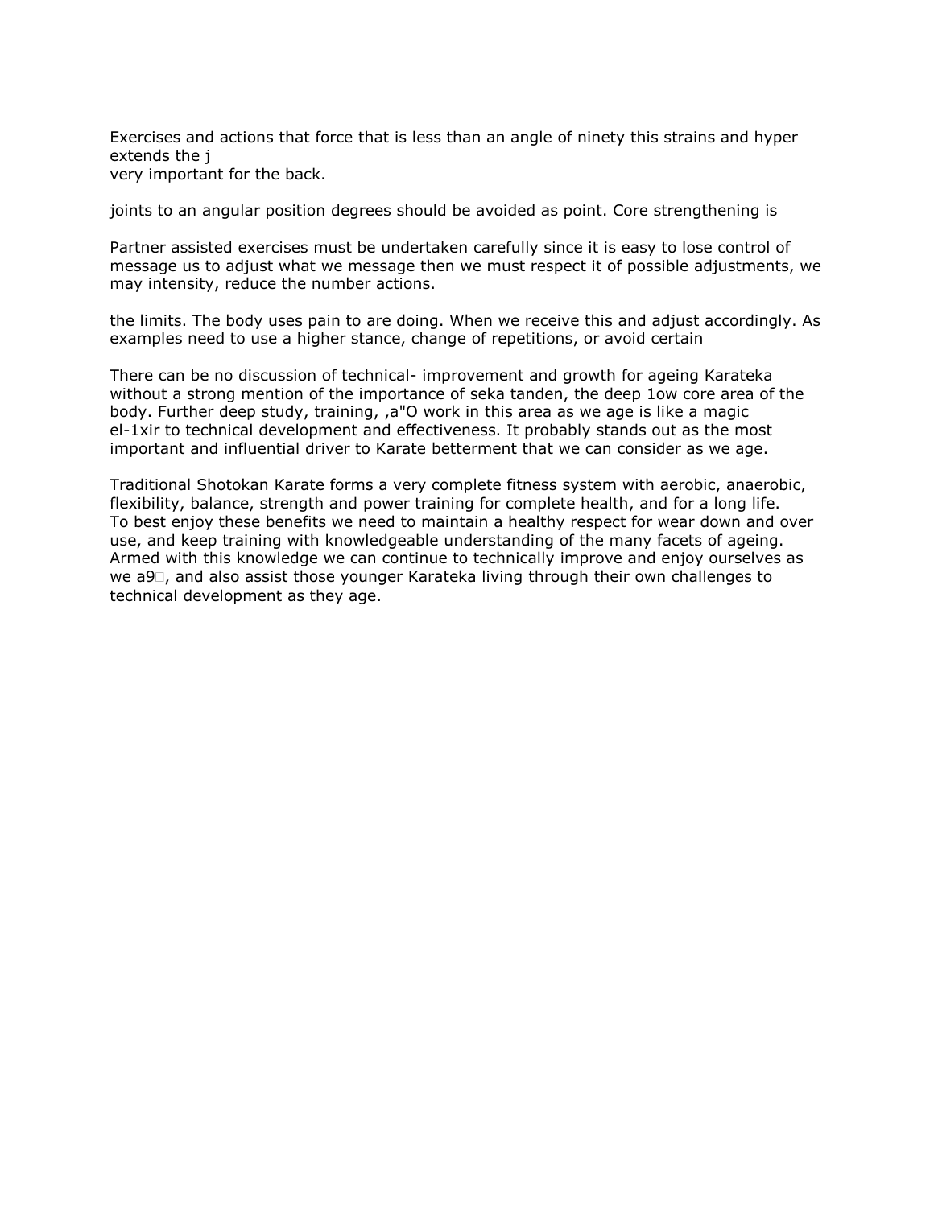Exercises and actions that force that is less than an angle of ninety this strains and hyper extends the j
very important for the back.

joints to an angular position degrees should be avoided as point. Core strengthening is

Partner assisted exercises must be undertaken carefully since it is easy to lose control of message us to adjust what we message then we must respect it of possible adjustments, we may intensity, reduce the number actions.

the limits. The body uses pain to are doing. When we receive this and adjust accordingly. As examples need to use a higher stance, change of repetitions, or avoid certain

There can be no discussion of technical- improvement and growth for ageing Karateka without a strong mention of the importance of seka tanden, the deep 1ow core area of the body. Further deep study, training, ,a"O work in this area as we age is like a magic el-1xir to technical development and effectiveness. It probably stands out as the most important and influential driver to Karate betterment that we can consider as we age.

Traditional Shotokan Karate forms a very complete fitness system with aerobic, anaerobic, flexibility, balance, strength and power training for complete health, and for a long life. To best enjoy these benefits we need to maintain a healthy respect for wear down and over use, and keep training with knowledgeable understanding of the many facets of ageing. Armed with this knowledge we can continue to technically improve and enjoy ourselves as we a9□, and also assist those younger Karateka living through their own challenges to technical development as they age.